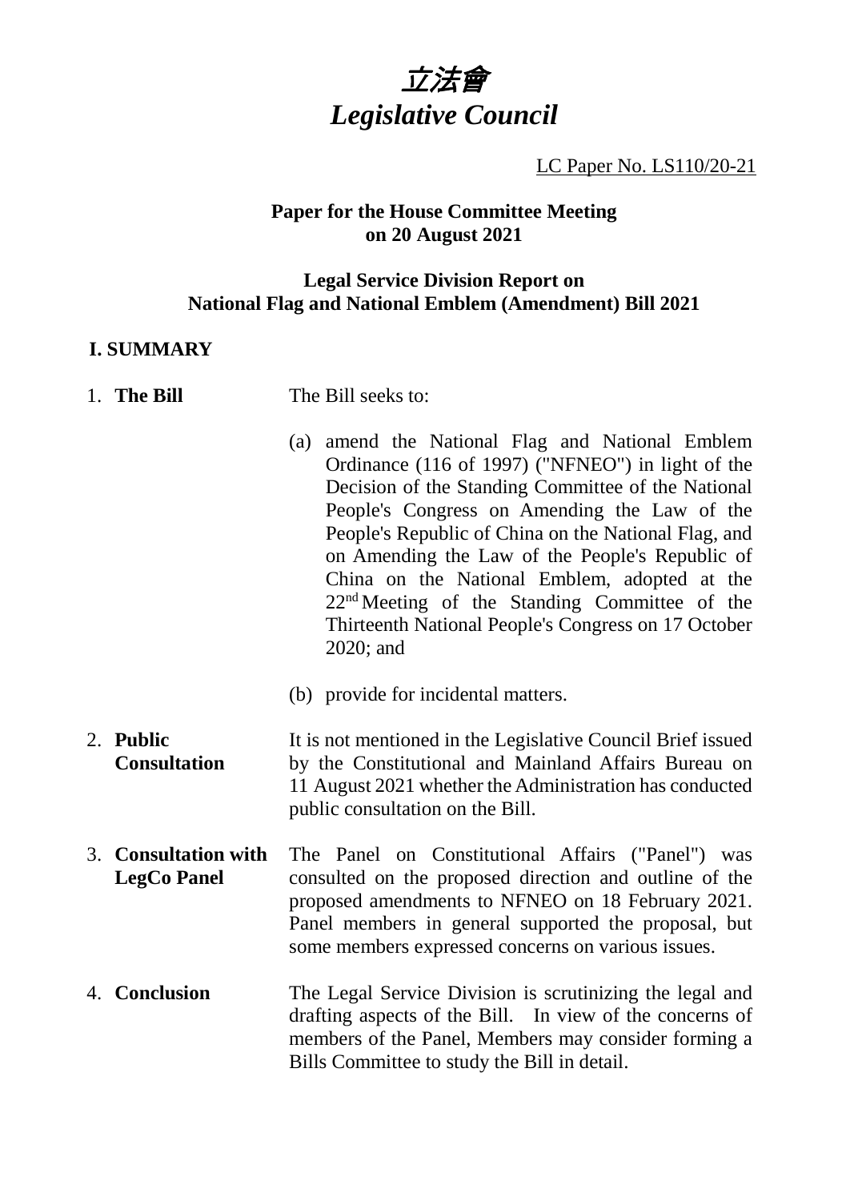# *立法會*
# *Legislative Council*

LC Paper No. LS110/20-21

**Paper for the House Committee Meeting on 20 August 2021**

**Legal Service Division Report on National Flag and National Emblem (Amendment) Bill 2021**

## I. SUMMARY

1. **The Bill**

   The Bill seeks to:

   (a) amend the National Flag and National Emblem Ordinance (116 of 1997) ("NFNEO") in light of the Decision of the Standing Committee of the National People's Congress on Amending the Law of the People's Republic of China on the National Flag, and on Amending the Law of the People's Republic of China on the National Emblem, adopted at the 22nd Meeting of the Standing Committee of the Thirteenth National People's Congress on 17 October 2020; and

   (b) provide for incidental matters.

2. **Public Consultation**

   It is not mentioned in the Legislative Council Brief issued by the Constitutional and Mainland Affairs Bureau on 11 August 2021 whether the Administration has conducted public consultation on the Bill.

3. **Consultation with LegCo Panel**

   The Panel on Constitutional Affairs ("Panel") was consulted on the proposed direction and outline of the proposed amendments to NFNEO on 18 February 2021. Panel members in general supported the proposal, but some members expressed concerns on various issues.

4. **Conclusion**

   The Legal Service Division is scrutinizing the legal and drafting aspects of the Bill. In view of the concerns of members of the Panel, Members may consider forming a Bills Committee to study the Bill in detail.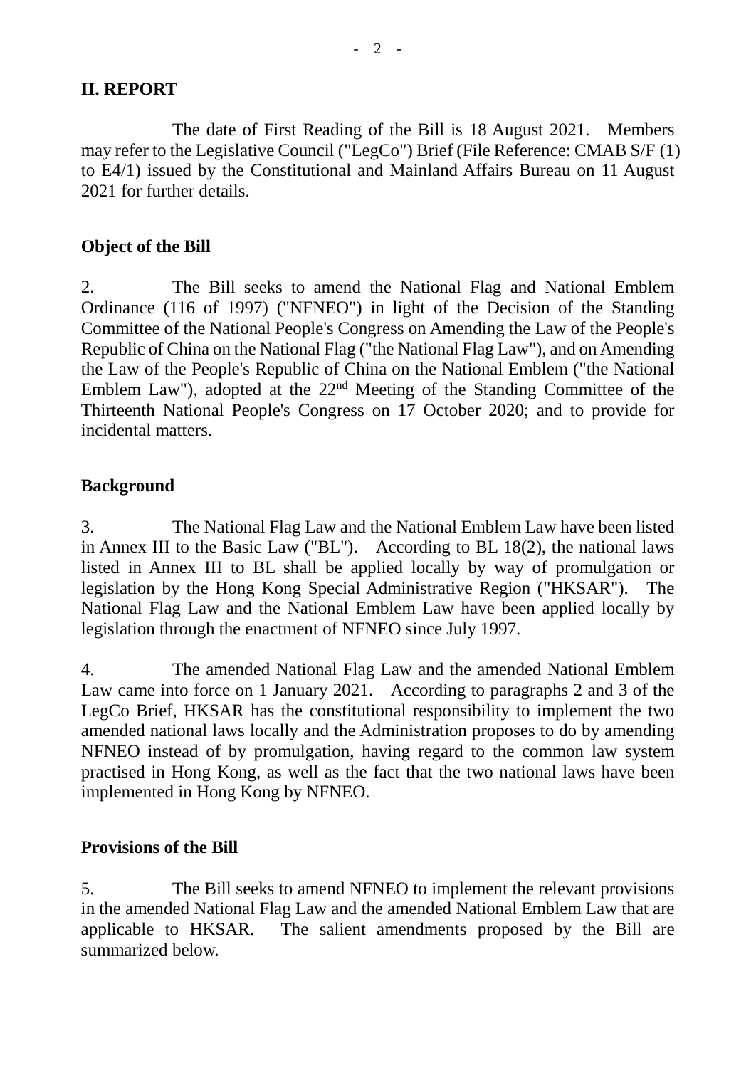## II. REPORT

The date of First Reading of the Bill is 18 August 2021. Members may refer to the Legislative Council ("LegCo") Brief (File Reference: CMAB S/F (1) to E4/1) issued by the Constitutional and Mainland Affairs Bureau on 11 August 2021 for further details.

### Object of the Bill

2. The Bill seeks to amend the National Flag and National Emblem Ordinance (116 of 1997) ("NFNEO") in light of the Decision of the Standing Committee of the National People's Congress on Amending the Law of the People's Republic of China on the National Flag ("the National Flag Law"), and on Amending the Law of the People's Republic of China on the National Emblem ("the National Emblem Law"), adopted at the 22nd Meeting of the Standing Committee of the Thirteenth National People's Congress on 17 October 2020; and to provide for incidental matters.

### Background

3. The National Flag Law and the National Emblem Law have been listed in Annex III to the Basic Law ("BL"). According to BL 18(2), the national laws listed in Annex III to BL shall be applied locally by way of promulgation or legislation by the Hong Kong Special Administrative Region ("HKSAR"). The National Flag Law and the National Emblem Law have been applied locally by legislation through the enactment of NFNEO since July 1997.

4. The amended National Flag Law and the amended National Emblem Law came into force on 1 January 2021. According to paragraphs 2 and 3 of the LegCo Brief, HKSAR has the constitutional responsibility to implement the two amended national laws locally and the Administration proposes to do by amending NFNEO instead of by promulgation, having regard to the common law system practised in Hong Kong, as well as the fact that the two national laws have been implemented in Hong Kong by NFNEO.

### Provisions of the Bill

5. The Bill seeks to amend NFNEO to implement the relevant provisions in the amended National Flag Law and the amended National Emblem Law that are applicable to HKSAR. The salient amendments proposed by the Bill are summarized below.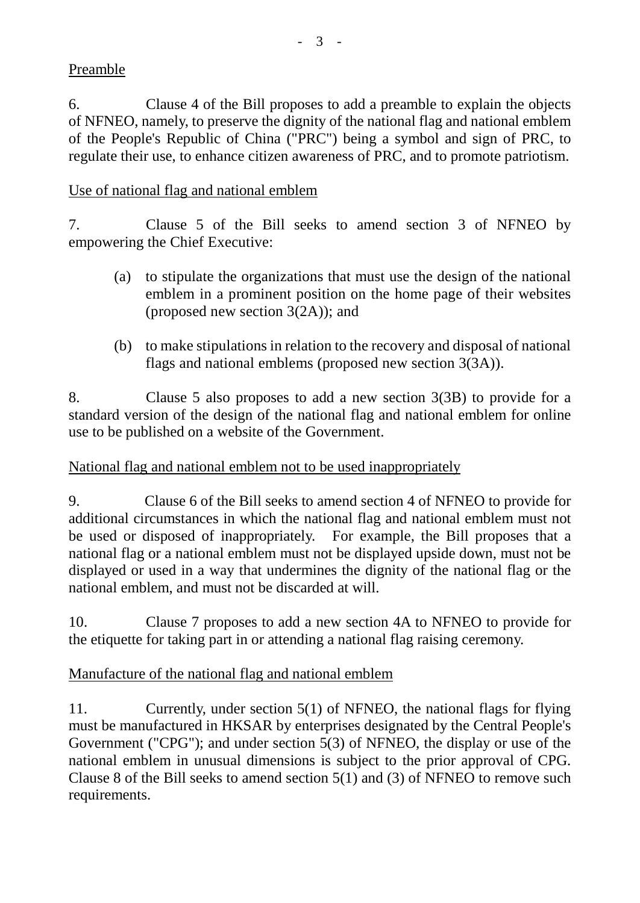Preamble

6. Clause 4 of the Bill proposes to add a preamble to explain the objects of NFNEO, namely, to preserve the dignity of the national flag and national emblem of the People's Republic of China ("PRC") being a symbol and sign of PRC, to regulate their use, to enhance citizen awareness of PRC, and to promote patriotism.

Use of national flag and national emblem

7. Clause 5 of the Bill seeks to amend section 3 of NFNEO by empowering the Chief Executive:

(a) to stipulate the organizations that must use the design of the national emblem in a prominent position on the home page of their websites (proposed new section 3(2A)); and

(b) to make stipulations in relation to the recovery and disposal of national flags and national emblems (proposed new section 3(3A)).

8. Clause 5 also proposes to add a new section 3(3B) to provide for a standard version of the design of the national flag and national emblem for online use to be published on a website of the Government.

National flag and national emblem not to be used inappropriately

9. Clause 6 of the Bill seeks to amend section 4 of NFNEO to provide for additional circumstances in which the national flag and national emblem must not be used or disposed of inappropriately. For example, the Bill proposes that a national flag or a national emblem must not be displayed upside down, must not be displayed or used in a way that undermines the dignity of the national flag or the national emblem, and must not be discarded at will.

10. Clause 7 proposes to add a new section 4A to NFNEO to provide for the etiquette for taking part in or attending a national flag raising ceremony.

Manufacture of the national flag and national emblem

11. Currently, under section 5(1) of NFNEO, the national flags for flying must be manufactured in HKSAR by enterprises designated by the Central People's Government ("CPG"); and under section 5(3) of NFNEO, the display or use of the national emblem in unusual dimensions is subject to the prior approval of CPG. Clause 8 of the Bill seeks to amend section 5(1) and (3) of NFNEO to remove such requirements.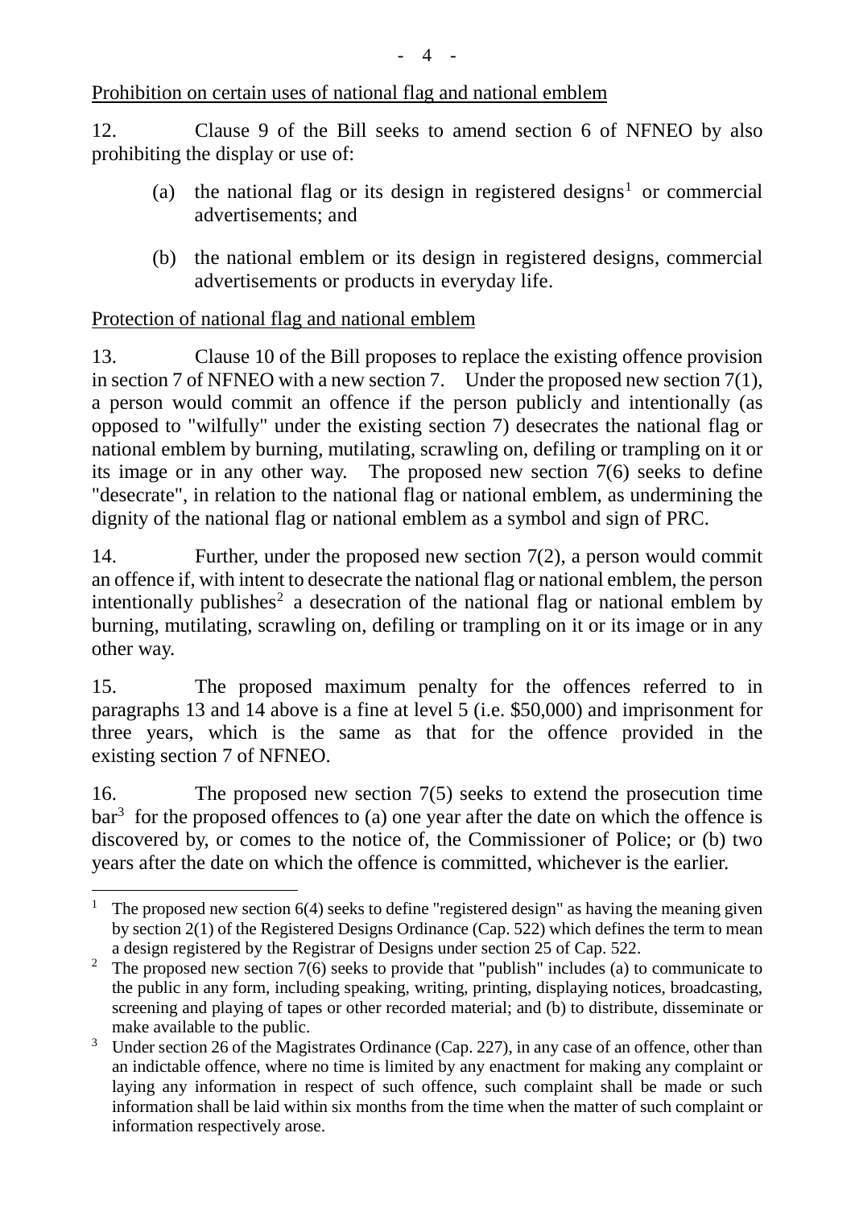<u>Prohibition on certain uses of national flag and national emblem</u>

12. Clause 9 of the Bill seeks to amend section 6 of NFNEO by also prohibiting the display or use of:

(a) the national flag or its design in registered designs[1] or commercial advertisements; and

(b) the national emblem or its design in registered designs, commercial advertisements or products in everyday life.

<u>Protection of national flag and national emblem</u>

13. Clause 10 of the Bill proposes to replace the existing offence provision in section 7 of NFNEO with a new section 7. Under the proposed new section 7(1), a person would commit an offence if the person publicly and intentionally (as opposed to "wilfully" under the existing section 7) desecrates the national flag or national emblem by burning, mutilating, scrawling on, defiling or trampling on it or its image or in any other way. The proposed new section 7(6) seeks to define "desecrate", in relation to the national flag or national emblem, as undermining the dignity of the national flag or national emblem as a symbol and sign of PRC.

14. Further, under the proposed new section 7(2), a person would commit an offence if, with intent to desecrate the national flag or national emblem, the person intentionally publishes[2] a desecration of the national flag or national emblem by burning, mutilating, scrawling on, defiling or trampling on it or its image or in any other way.

15. The proposed maximum penalty for the offences referred to in paragraphs 13 and 14 above is a fine at level 5 (i.e. $50,000) and imprisonment for three years, which is the same as that for the offence provided in the existing section 7 of NFNEO.

16. The proposed new section 7(5) seeks to extend the prosecution time bar[3] for the proposed offences to (a) one year after the date on which the offence is discovered by, or comes to the notice of, the Commissioner of Police; or (b) two years after the date on which the offence is committed, whichever is the earlier.

---

[1] The proposed new section 6(4) seeks to define "registered design" as having the meaning given by section 2(1) of the Registered Designs Ordinance (Cap. 522) which defines the term to mean a design registered by the Registrar of Designs under section 25 of Cap. 522.

[2] The proposed new section 7(6) seeks to provide that "publish" includes (a) to communicate to the public in any form, including speaking, writing, printing, displaying notices, broadcasting, screening and playing of tapes or other recorded material; and (b) to distribute, disseminate or make available to the public.

[3] Under section 26 of the Magistrates Ordinance (Cap. 227), in any case of an offence, other than an indictable offence, where no time is limited by any enactment for making any complaint or laying any information in respect of such offence, such complaint shall be made or such information shall be laid within six months from the time when the matter of such complaint or information respectively arose.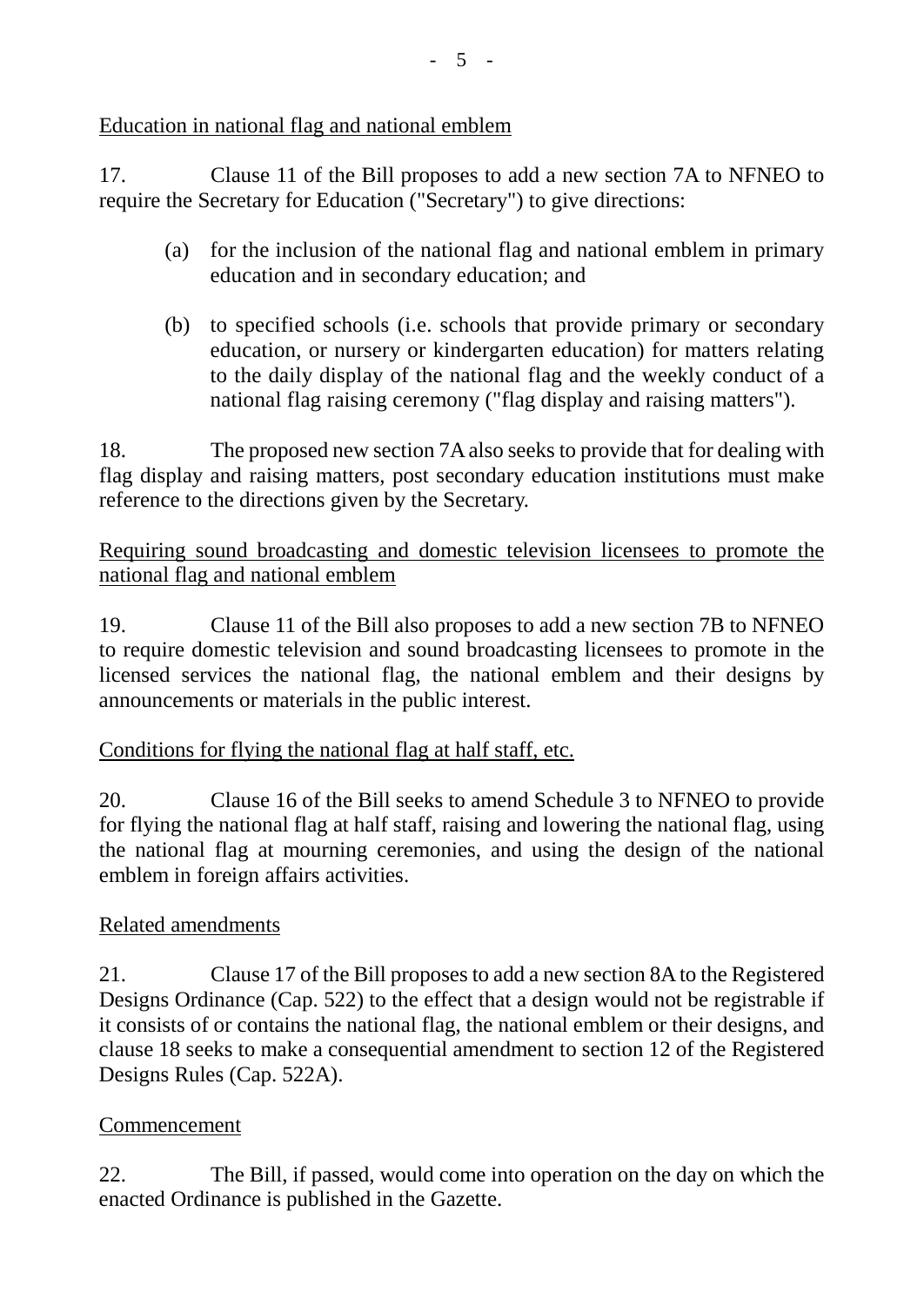Education in national flag and national emblem

17. Clause 11 of the Bill proposes to add a new section 7A to NFNEO to require the Secretary for Education ("Secretary") to give directions:

(a) for the inclusion of the national flag and national emblem in primary education and in secondary education; and

(b) to specified schools (i.e. schools that provide primary or secondary education, or nursery or kindergarten education) for matters relating to the daily display of the national flag and the weekly conduct of a national flag raising ceremony ("flag display and raising matters").

18. The proposed new section 7A also seeks to provide that for dealing with flag display and raising matters, post secondary education institutions must make reference to the directions given by the Secretary.

Requiring sound broadcasting and domestic television licensees to promote the national flag and national emblem

19. Clause 11 of the Bill also proposes to add a new section 7B to NFNEO to require domestic television and sound broadcasting licensees to promote in the licensed services the national flag, the national emblem and their designs by announcements or materials in the public interest.

Conditions for flying the national flag at half staff, etc.

20. Clause 16 of the Bill seeks to amend Schedule 3 to NFNEO to provide for flying the national flag at half staff, raising and lowering the national flag, using the national flag at mourning ceremonies, and using the design of the national emblem in foreign affairs activities.

Related amendments

21. Clause 17 of the Bill proposes to add a new section 8A to the Registered Designs Ordinance (Cap. 522) to the effect that a design would not be registrable if it consists of or contains the national flag, the national emblem or their designs, and clause 18 seeks to make a consequential amendment to section 12 of the Registered Designs Rules (Cap. 522A).

Commencement

22. The Bill, if passed, would come into operation on the day on which the enacted Ordinance is published in the Gazette.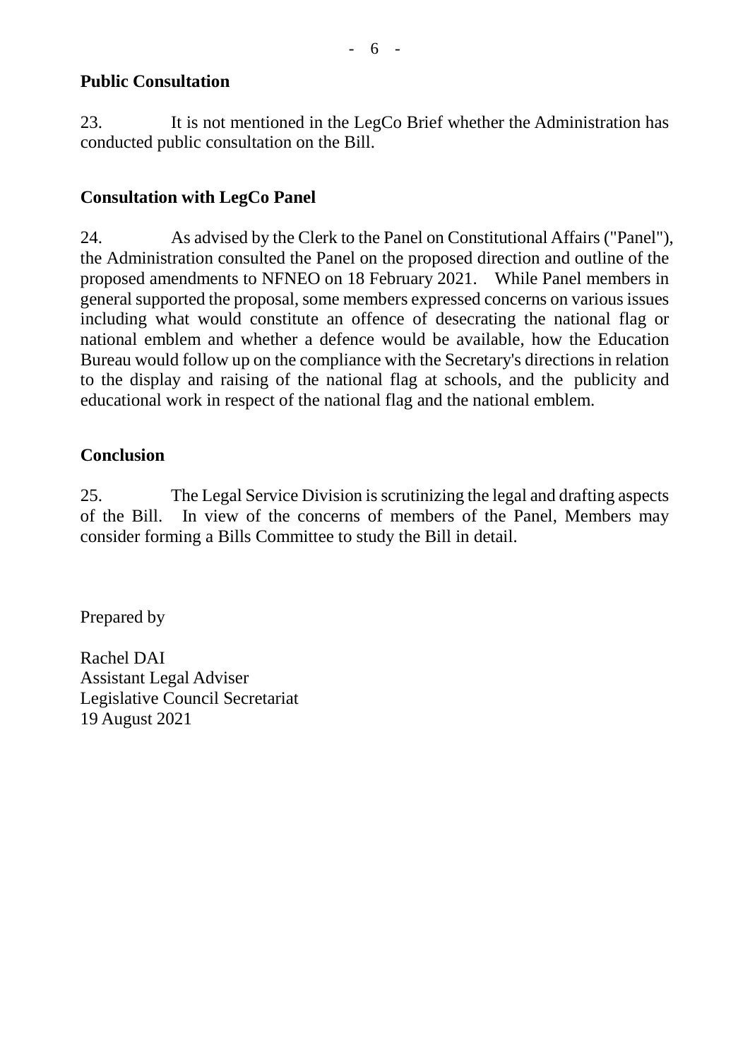**Public Consultation**

23. It is not mentioned in the LegCo Brief whether the Administration has conducted public consultation on the Bill.

**Consultation with LegCo Panel**

24. As advised by the Clerk to the Panel on Constitutional Affairs ("Panel"), the Administration consulted the Panel on the proposed direction and outline of the proposed amendments to NFNEO on 18 February 2021. While Panel members in general supported the proposal, some members expressed concerns on various issues including what would constitute an offence of desecrating the national flag or national emblem and whether a defence would be available, how the Education Bureau would follow up on the compliance with the Secretary's directions in relation to the display and raising of the national flag at schools, and the publicity and educational work in respect of the national flag and the national emblem.

**Conclusion**

25. The Legal Service Division is scrutinizing the legal and drafting aspects of the Bill. In view of the concerns of members of the Panel, Members may consider forming a Bills Committee to study the Bill in detail.

Prepared by

Rachel DAI
Assistant Legal Adviser
Legislative Council Secretariat
19 August 2021